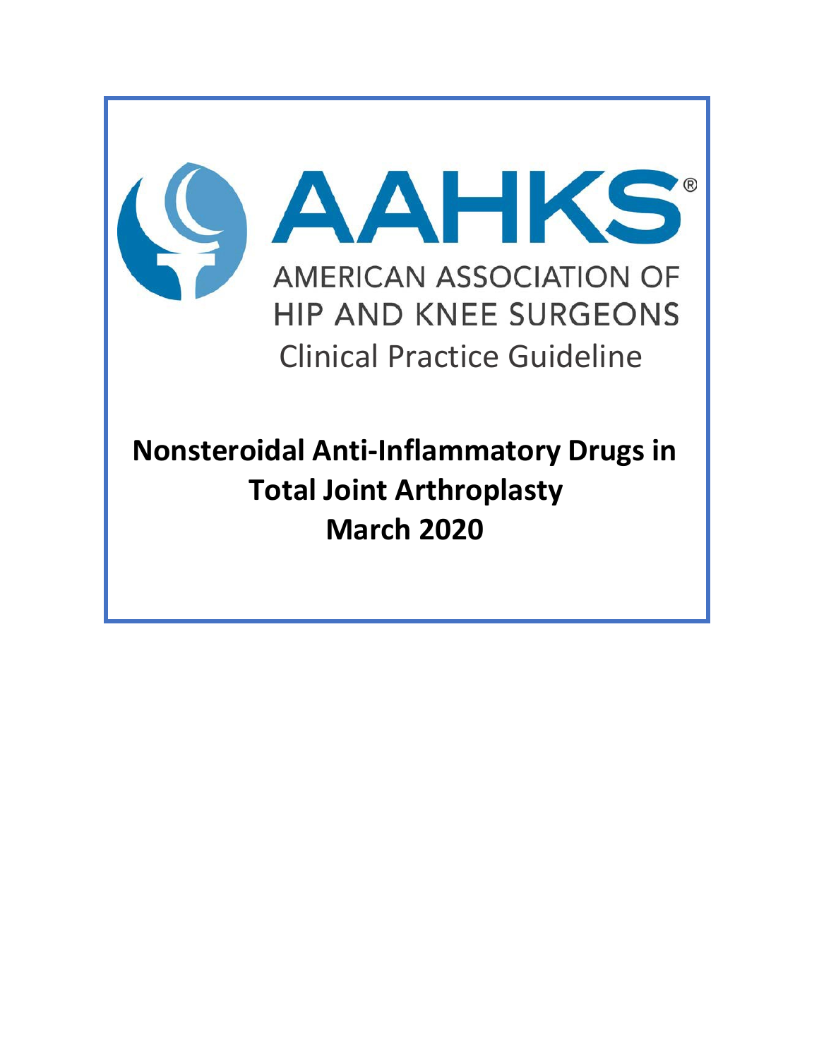# AAHKS®

AMERICAN ASSOCIATION OF HIP AND KNEE SURGEONS

Clinical Practice Guideline

**Nonsteroidal Anti-Inflammatory Drugs in Total Joint Arthroplasty**

**March 2020**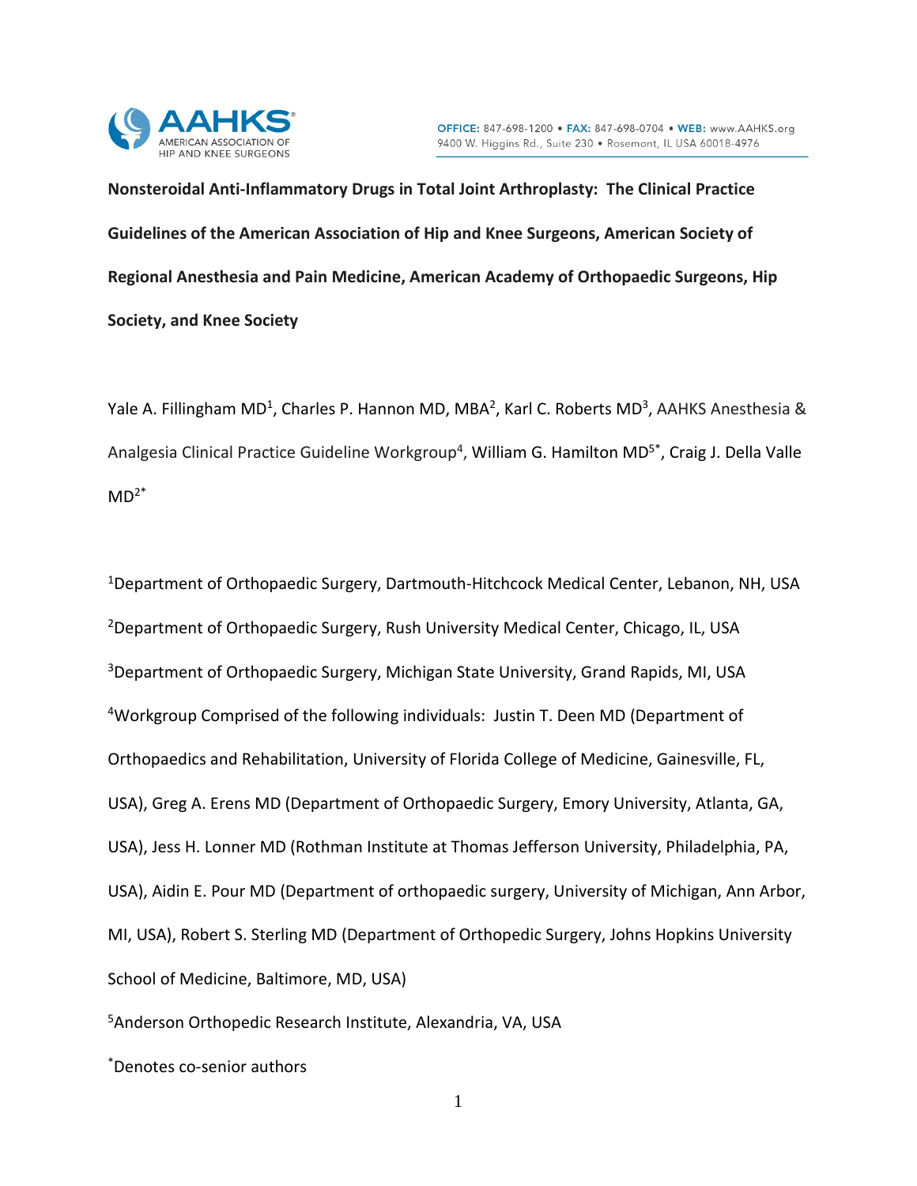**Nonsteroidal Anti-Inflammatory Drugs in Total Joint Arthroplasty: The Clinical Practice Guidelines of the American Association of Hip and Knee Surgeons, American Society of Regional Anesthesia and Pain Medicine, American Academy of Orthopaedic Surgeons, Hip Society, and Knee Society**

Yale A. Fillingham MD[1], Charles P. Hannon MD, MBA[2], Karl C. Roberts MD[3], AAHKS Anesthesia & Analgesia Clinical Practice Guideline Workgroup[4], William G. Hamilton MD[5*], Craig J. Della Valle MD[2*]

[1]Department of Orthopaedic Surgery, Dartmouth-Hitchcock Medical Center, Lebanon, NH, USA

[2]Department of Orthopaedic Surgery, Rush University Medical Center, Chicago, IL, USA

[3]Department of Orthopaedic Surgery, Michigan State University, Grand Rapids, MI, USA

[4]Workgroup Comprised of the following individuals: Justin T. Deen MD (Department of Orthopaedics and Rehabilitation, University of Florida College of Medicine, Gainesville, FL, USA), Greg A. Erens MD (Department of Orthopaedic Surgery, Emory University, Atlanta, GA, USA), Jess H. Lonner MD (Rothman Institute at Thomas Jefferson University, Philadelphia, PA, USA), Aidin E. Pour MD (Department of orthopaedic surgery, University of Michigan, Ann Arbor, MI, USA), Robert S. Sterling MD (Department of Orthopedic Surgery, Johns Hopkins University School of Medicine, Baltimore, MD, USA)

[5]Anderson Orthopedic Research Institute, Alexandria, VA, USA

[*]Denotes co-senior authors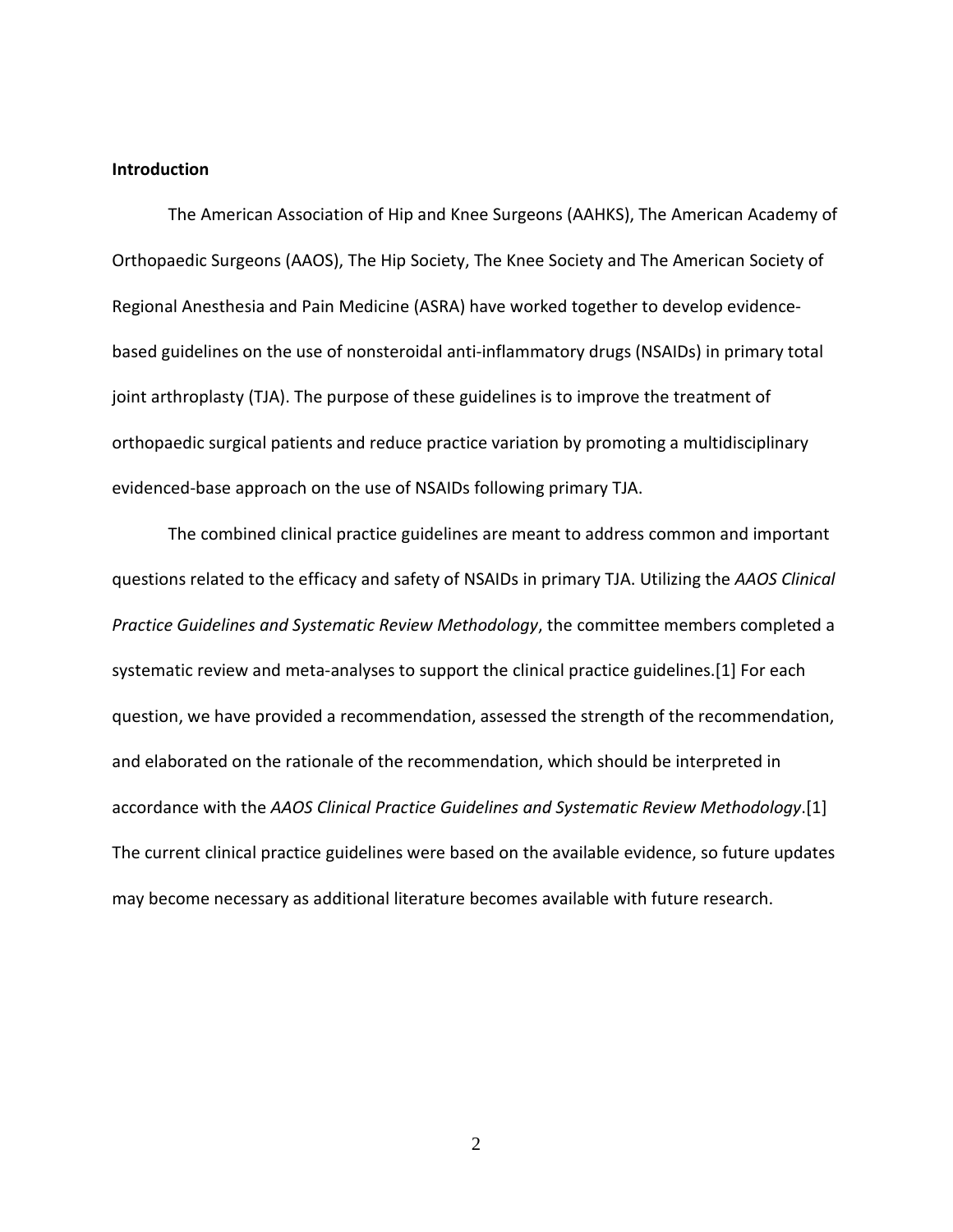**Introduction**

The American Association of Hip and Knee Surgeons (AAHKS), The American Academy of Orthopaedic Surgeons (AAOS), The Hip Society, The Knee Society and The American Society of Regional Anesthesia and Pain Medicine (ASRA) have worked together to develop evidence-based guidelines on the use of nonsteroidal anti-inflammatory drugs (NSAIDs) in primary total joint arthroplasty (TJA). The purpose of these guidelines is to improve the treatment of orthopaedic surgical patients and reduce practice variation by promoting a multidisciplinary evidenced-base approach on the use of NSAIDs following primary TJA.

The combined clinical practice guidelines are meant to address common and important questions related to the efficacy and safety of NSAIDs in primary TJA. Utilizing the *AAOS Clinical Practice Guidelines and Systematic Review Methodology*, the committee members completed a systematic review and meta-analyses to support the clinical practice guidelines.[1] For each question, we have provided a recommendation, assessed the strength of the recommendation, and elaborated on the rationale of the recommendation, which should be interpreted in accordance with the *AAOS Clinical Practice Guidelines and Systematic Review Methodology*.[1] The current clinical practice guidelines were based on the available evidence, so future updates may become necessary as additional literature becomes available with future research.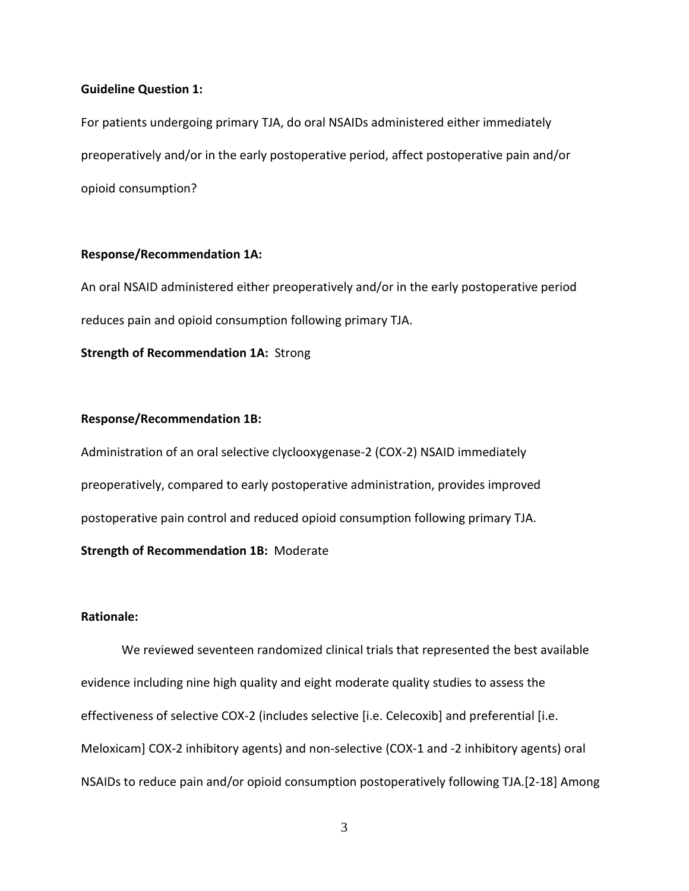**Guideline Question 1:**

For patients undergoing primary TJA, do oral NSAIDs administered either immediately preoperatively and/or in the early postoperative period, affect postoperative pain and/or opioid consumption?

**Response/Recommendation 1A:**

An oral NSAID administered either preoperatively and/or in the early postoperative period reduces pain and opioid consumption following primary TJA.

**Strength of Recommendation 1A:** Strong

**Response/Recommendation 1B:**

Administration of an oral selective clyclooxygenase-2 (COX-2) NSAID immediately preoperatively, compared to early postoperative administration, provides improved postoperative pain control and reduced opioid consumption following primary TJA.

**Strength of Recommendation 1B:** Moderate

**Rationale:**

We reviewed seventeen randomized clinical trials that represented the best available evidence including nine high quality and eight moderate quality studies to assess the effectiveness of selective COX-2 (includes selective [i.e. Celecoxib] and preferential [i.e. Meloxicam] COX-2 inhibitory agents) and non-selective (COX-1 and -2 inhibitory agents) oral NSAIDs to reduce pain and/or opioid consumption postoperatively following TJA.[2-18] Among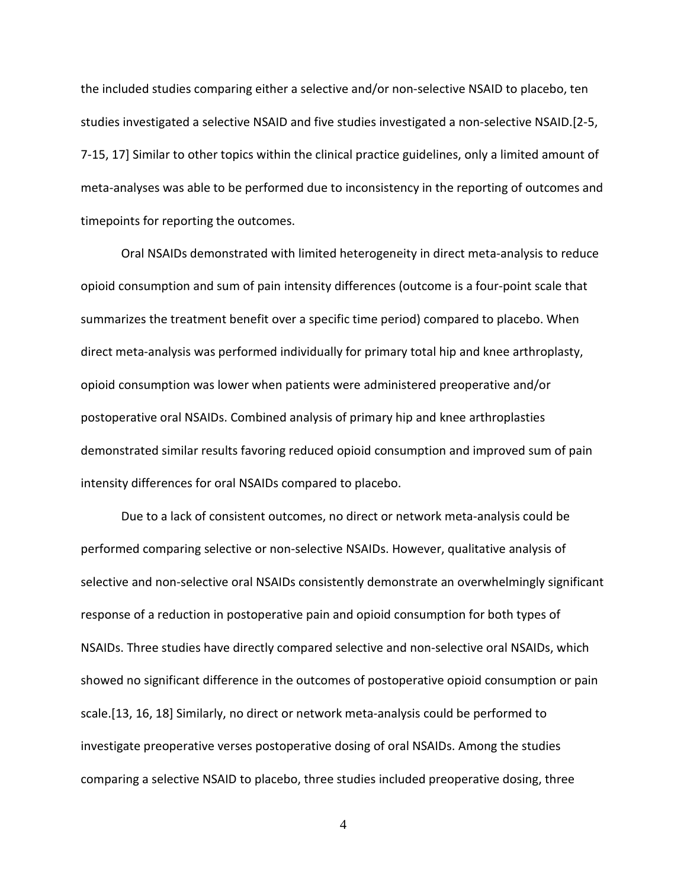the included studies comparing either a selective and/or non-selective NSAID to placebo, ten studies investigated a selective NSAID and five studies investigated a non-selective NSAID.[2-5, 7-15, 17] Similar to other topics within the clinical practice guidelines, only a limited amount of meta-analyses was able to be performed due to inconsistency in the reporting of outcomes and timepoints for reporting the outcomes.

Oral NSAIDs demonstrated with limited heterogeneity in direct meta-analysis to reduce opioid consumption and sum of pain intensity differences (outcome is a four-point scale that summarizes the treatment benefit over a specific time period) compared to placebo. When direct meta-analysis was performed individually for primary total hip and knee arthroplasty, opioid consumption was lower when patients were administered preoperative and/or postoperative oral NSAIDs. Combined analysis of primary hip and knee arthroplasties demonstrated similar results favoring reduced opioid consumption and improved sum of pain intensity differences for oral NSAIDs compared to placebo.

Due to a lack of consistent outcomes, no direct or network meta-analysis could be performed comparing selective or non-selective NSAIDs. However, qualitative analysis of selective and non-selective oral NSAIDs consistently demonstrate an overwhelmingly significant response of a reduction in postoperative pain and opioid consumption for both types of NSAIDs. Three studies have directly compared selective and non-selective oral NSAIDs, which showed no significant difference in the outcomes of postoperative opioid consumption or pain scale.[13, 16, 18] Similarly, no direct or network meta-analysis could be performed to investigate preoperative verses postoperative dosing of oral NSAIDs. Among the studies comparing a selective NSAID to placebo, three studies included preoperative dosing, three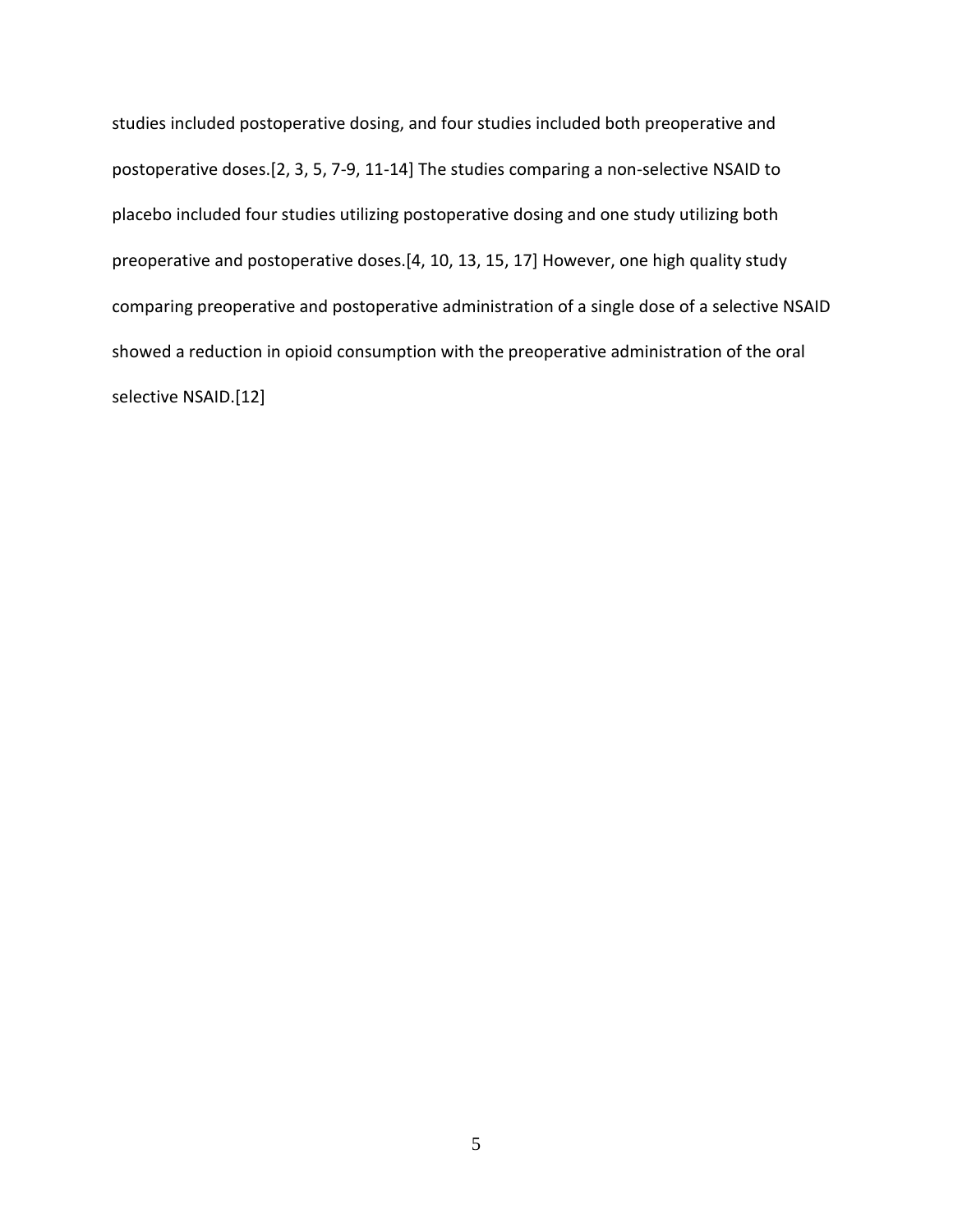studies included postoperative dosing, and four studies included both preoperative and postoperative doses.[2, 3, 5, 7-9, 11-14] The studies comparing a non-selective NSAID to placebo included four studies utilizing postoperative dosing and one study utilizing both preoperative and postoperative doses.[4, 10, 13, 15, 17] However, one high quality study comparing preoperative and postoperative administration of a single dose of a selective NSAID showed a reduction in opioid consumption with the preoperative administration of the oral selective NSAID.[12]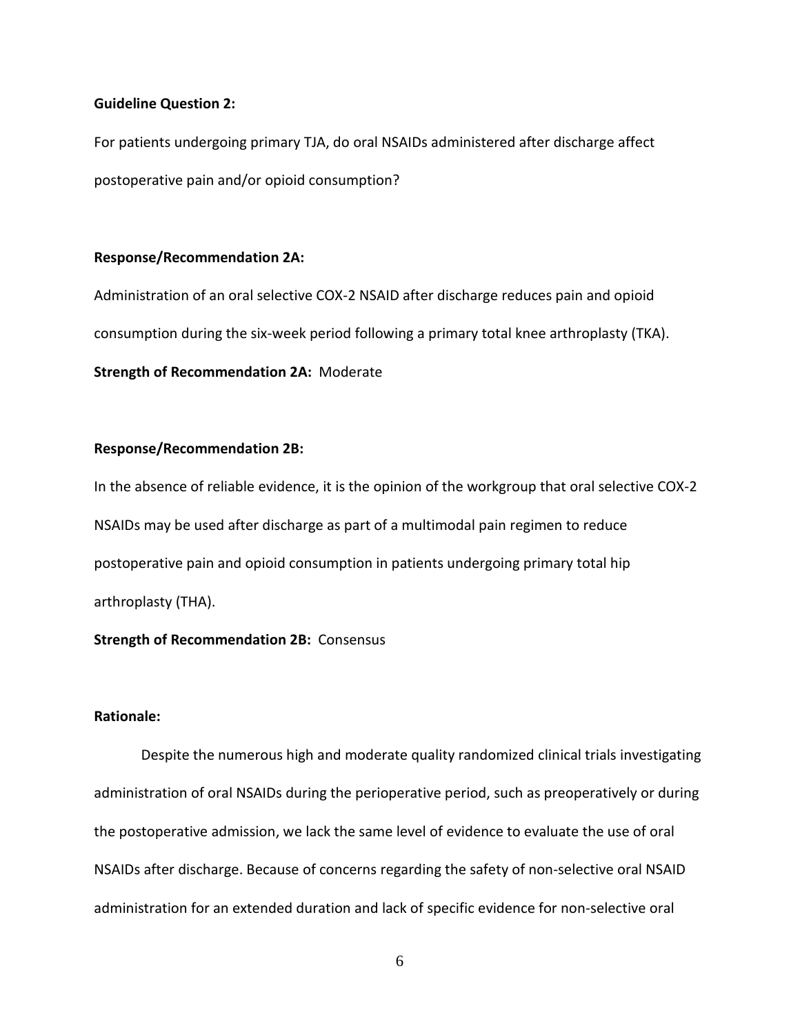**Guideline Question 2:**

For patients undergoing primary TJA, do oral NSAIDs administered after discharge affect postoperative pain and/or opioid consumption?

**Response/Recommendation 2A:**

Administration of an oral selective COX-2 NSAID after discharge reduces pain and opioid consumption during the six-week period following a primary total knee arthroplasty (TKA).

**Strength of Recommendation 2A:** Moderate

**Response/Recommendation 2B:**

In the absence of reliable evidence, it is the opinion of the workgroup that oral selective COX-2 NSAIDs may be used after discharge as part of a multimodal pain regimen to reduce postoperative pain and opioid consumption in patients undergoing primary total hip arthroplasty (THA).

**Strength of Recommendation 2B:** Consensus

**Rationale:**

Despite the numerous high and moderate quality randomized clinical trials investigating administration of oral NSAIDs during the perioperative period, such as preoperatively or during the postoperative admission, we lack the same level of evidence to evaluate the use of oral NSAIDs after discharge. Because of concerns regarding the safety of non-selective oral NSAID administration for an extended duration and lack of specific evidence for non-selective oral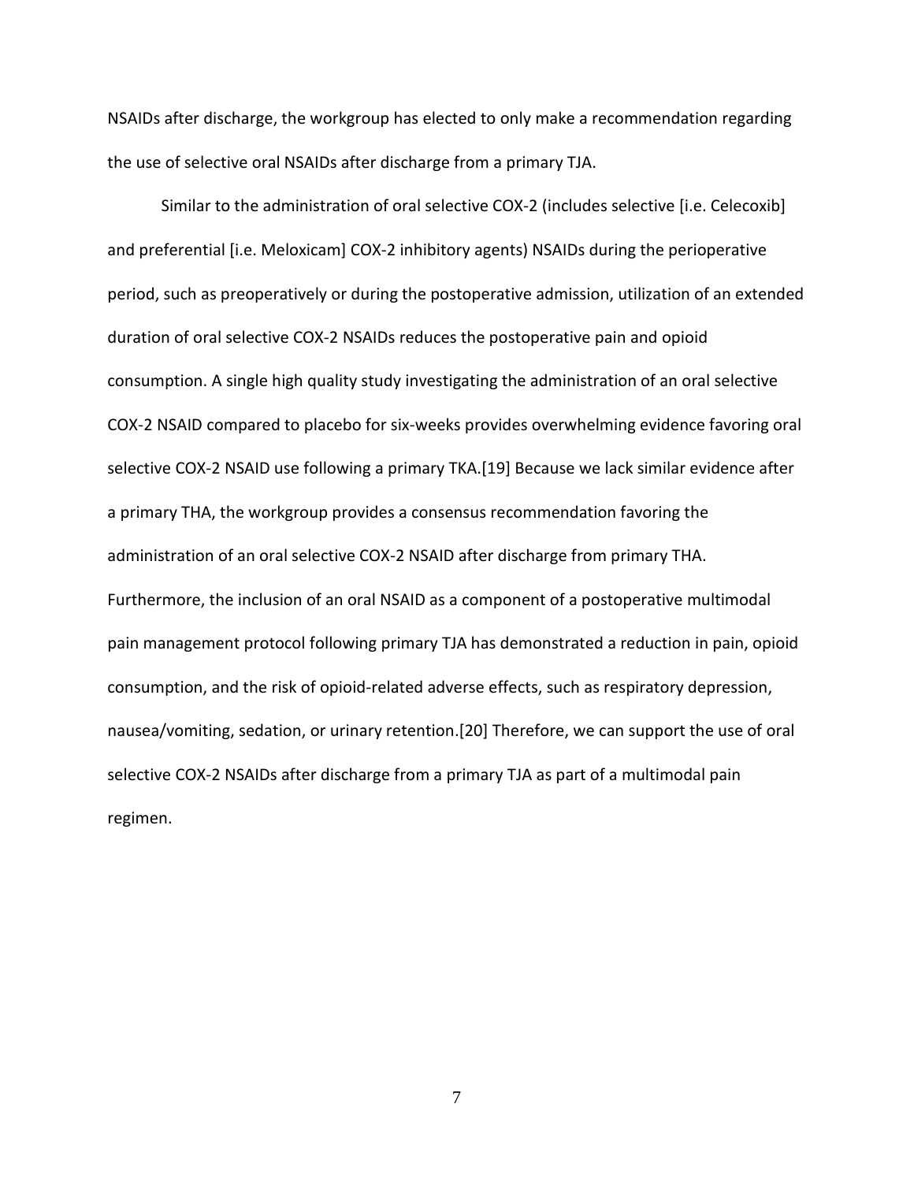NSAIDs after discharge, the workgroup has elected to only make a recommendation regarding the use of selective oral NSAIDs after discharge from a primary TJA.

Similar to the administration of oral selective COX-2 (includes selective [i.e. Celecoxib] and preferential [i.e. Meloxicam] COX-2 inhibitory agents) NSAIDs during the perioperative period, such as preoperatively or during the postoperative admission, utilization of an extended duration of oral selective COX-2 NSAIDs reduces the postoperative pain and opioid consumption. A single high quality study investigating the administration of an oral selective COX-2 NSAID compared to placebo for six-weeks provides overwhelming evidence favoring oral selective COX-2 NSAID use following a primary TKA.[19] Because we lack similar evidence after a primary THA, the workgroup provides a consensus recommendation favoring the administration of an oral selective COX-2 NSAID after discharge from primary THA. Furthermore, the inclusion of an oral NSAID as a component of a postoperative multimodal pain management protocol following primary TJA has demonstrated a reduction in pain, opioid consumption, and the risk of opioid-related adverse effects, such as respiratory depression, nausea/vomiting, sedation, or urinary retention.[20] Therefore, we can support the use of oral selective COX-2 NSAIDs after discharge from a primary TJA as part of a multimodal pain regimen.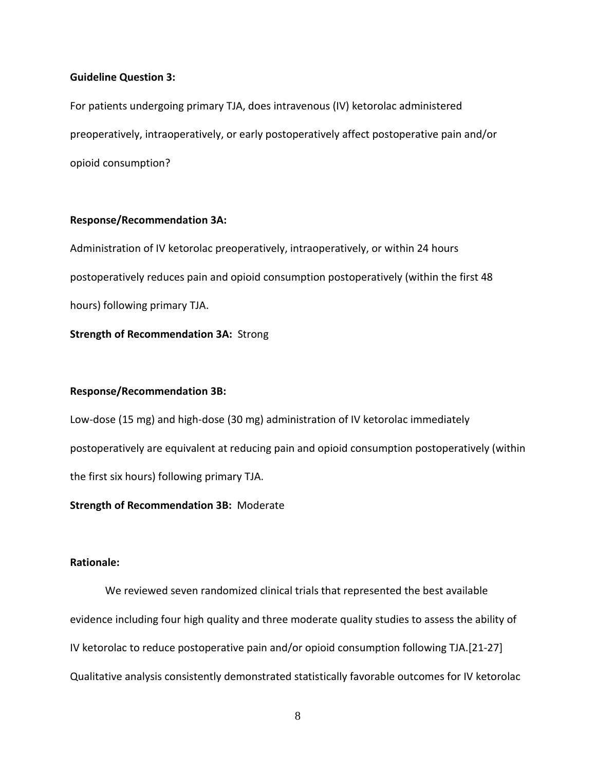**Guideline Question 3:**

For patients undergoing primary TJA, does intravenous (IV) ketorolac administered preoperatively, intraoperatively, or early postoperatively affect postoperative pain and/or opioid consumption?

**Response/Recommendation 3A:**

Administration of IV ketorolac preoperatively, intraoperatively, or within 24 hours postoperatively reduces pain and opioid consumption postoperatively (within the first 48 hours) following primary TJA.

**Strength of Recommendation 3A:** Strong

**Response/Recommendation 3B:**

Low-dose (15 mg) and high-dose (30 mg) administration of IV ketorolac immediately postoperatively are equivalent at reducing pain and opioid consumption postoperatively (within the first six hours) following primary TJA.

**Strength of Recommendation 3B:** Moderate

**Rationale:**

We reviewed seven randomized clinical trials that represented the best available evidence including four high quality and three moderate quality studies to assess the ability of IV ketorolac to reduce postoperative pain and/or opioid consumption following TJA.[21-27] Qualitative analysis consistently demonstrated statistically favorable outcomes for IV ketorolac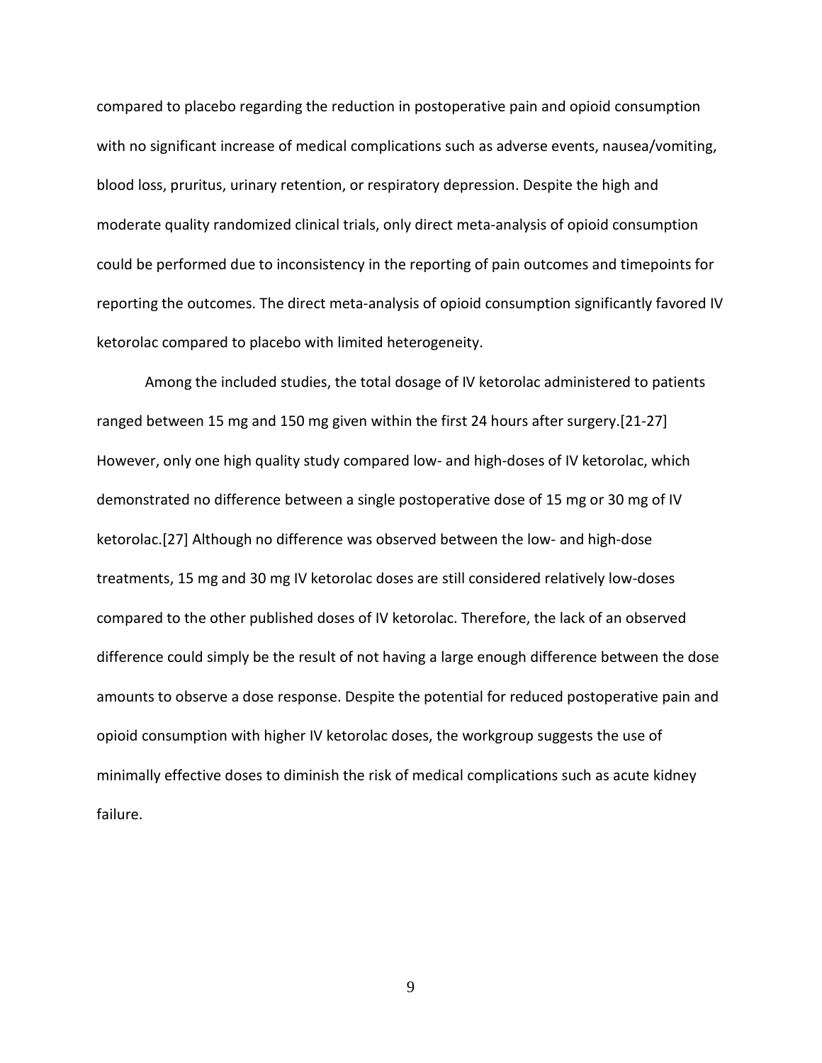compared to placebo regarding the reduction in postoperative pain and opioid consumption with no significant increase of medical complications such as adverse events, nausea/vomiting, blood loss, pruritus, urinary retention, or respiratory depression. Despite the high and moderate quality randomized clinical trials, only direct meta-analysis of opioid consumption could be performed due to inconsistency in the reporting of pain outcomes and timepoints for reporting the outcomes. The direct meta-analysis of opioid consumption significantly favored IV ketorolac compared to placebo with limited heterogeneity.

Among the included studies, the total dosage of IV ketorolac administered to patients ranged between 15 mg and 150 mg given within the first 24 hours after surgery.[21-27] However, only one high quality study compared low- and high-doses of IV ketorolac, which demonstrated no difference between a single postoperative dose of 15 mg or 30 mg of IV ketorolac.[27] Although no difference was observed between the low- and high-dose treatments, 15 mg and 30 mg IV ketorolac doses are still considered relatively low-doses compared to the other published doses of IV ketorolac. Therefore, the lack of an observed difference could simply be the result of not having a large enough difference between the dose amounts to observe a dose response. Despite the potential for reduced postoperative pain and opioid consumption with higher IV ketorolac doses, the workgroup suggests the use of minimally effective doses to diminish the risk of medical complications such as acute kidney failure.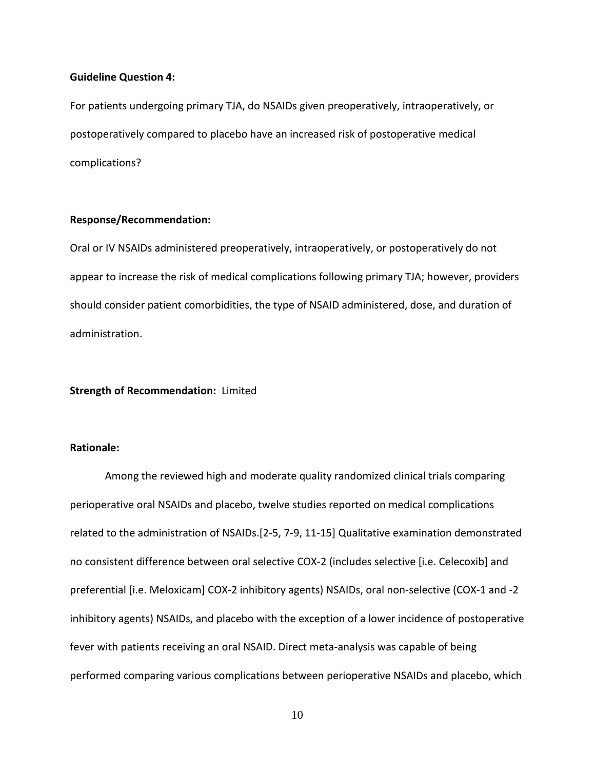**Guideline Question 4:**

For patients undergoing primary TJA, do NSAIDs given preoperatively, intraoperatively, or postoperatively compared to placebo have an increased risk of postoperative medical complications?

**Response/Recommendation:**

Oral or IV NSAIDs administered preoperatively, intraoperatively, or postoperatively do not appear to increase the risk of medical complications following primary TJA; however, providers should consider patient comorbidities, the type of NSAID administered, dose, and duration of administration.

**Strength of Recommendation:** Limited

**Rationale:**

Among the reviewed high and moderate quality randomized clinical trials comparing perioperative oral NSAIDs and placebo, twelve studies reported on medical complications related to the administration of NSAIDs.[2-5, 7-9, 11-15] Qualitative examination demonstrated no consistent difference between oral selective COX-2 (includes selective [i.e. Celecoxib] and preferential [i.e. Meloxicam] COX-2 inhibitory agents) NSAIDs, oral non-selective (COX-1 and -2 inhibitory agents) NSAIDs, and placebo with the exception of a lower incidence of postoperative fever with patients receiving an oral NSAID. Direct meta-analysis was capable of being performed comparing various complications between perioperative NSAIDs and placebo, which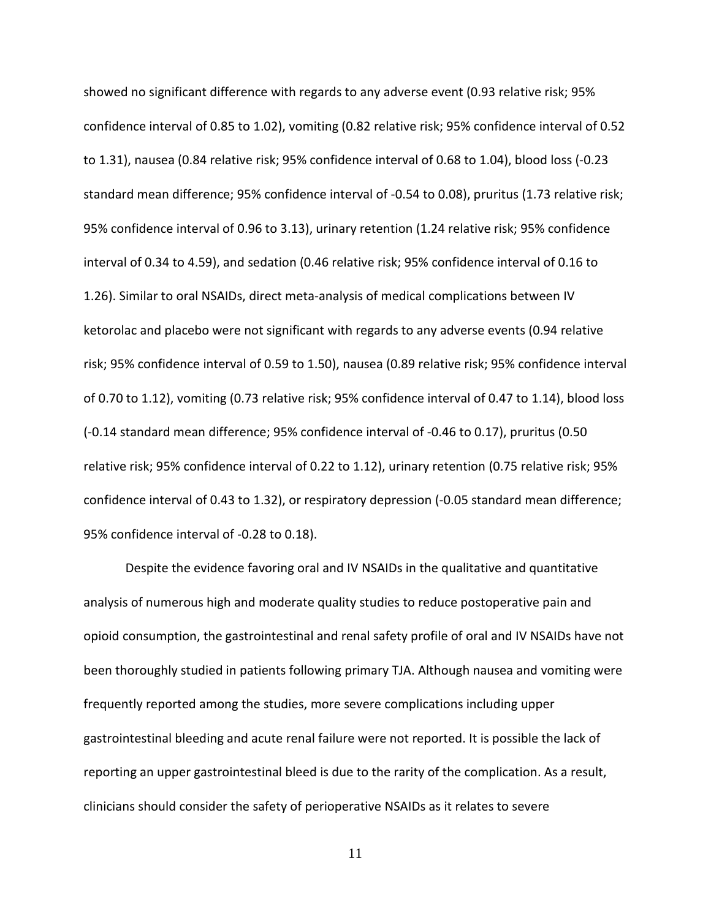showed no significant difference with regards to any adverse event (0.93 relative risk; 95% confidence interval of 0.85 to 1.02), vomiting (0.82 relative risk; 95% confidence interval of 0.52 to 1.31), nausea (0.84 relative risk; 95% confidence interval of 0.68 to 1.04), blood loss (-0.23 standard mean difference; 95% confidence interval of -0.54 to 0.08), pruritus (1.73 relative risk; 95% confidence interval of 0.96 to 3.13), urinary retention (1.24 relative risk; 95% confidence interval of 0.34 to 4.59), and sedation (0.46 relative risk; 95% confidence interval of 0.16 to 1.26). Similar to oral NSAIDs, direct meta-analysis of medical complications between IV ketorolac and placebo were not significant with regards to any adverse events (0.94 relative risk; 95% confidence interval of 0.59 to 1.50), nausea (0.89 relative risk; 95% confidence interval of 0.70 to 1.12), vomiting (0.73 relative risk; 95% confidence interval of 0.47 to 1.14), blood loss (-0.14 standard mean difference; 95% confidence interval of -0.46 to 0.17), pruritus (0.50 relative risk; 95% confidence interval of 0.22 to 1.12), urinary retention (0.75 relative risk; 95% confidence interval of 0.43 to 1.32), or respiratory depression (-0.05 standard mean difference; 95% confidence interval of -0.28 to 0.18).

Despite the evidence favoring oral and IV NSAIDs in the qualitative and quantitative analysis of numerous high and moderate quality studies to reduce postoperative pain and opioid consumption, the gastrointestinal and renal safety profile of oral and IV NSAIDs have not been thoroughly studied in patients following primary TJA. Although nausea and vomiting were frequently reported among the studies, more severe complications including upper gastrointestinal bleeding and acute renal failure were not reported. It is possible the lack of reporting an upper gastrointestinal bleed is due to the rarity of the complication. As a result, clinicians should consider the safety of perioperative NSAIDs as it relates to severe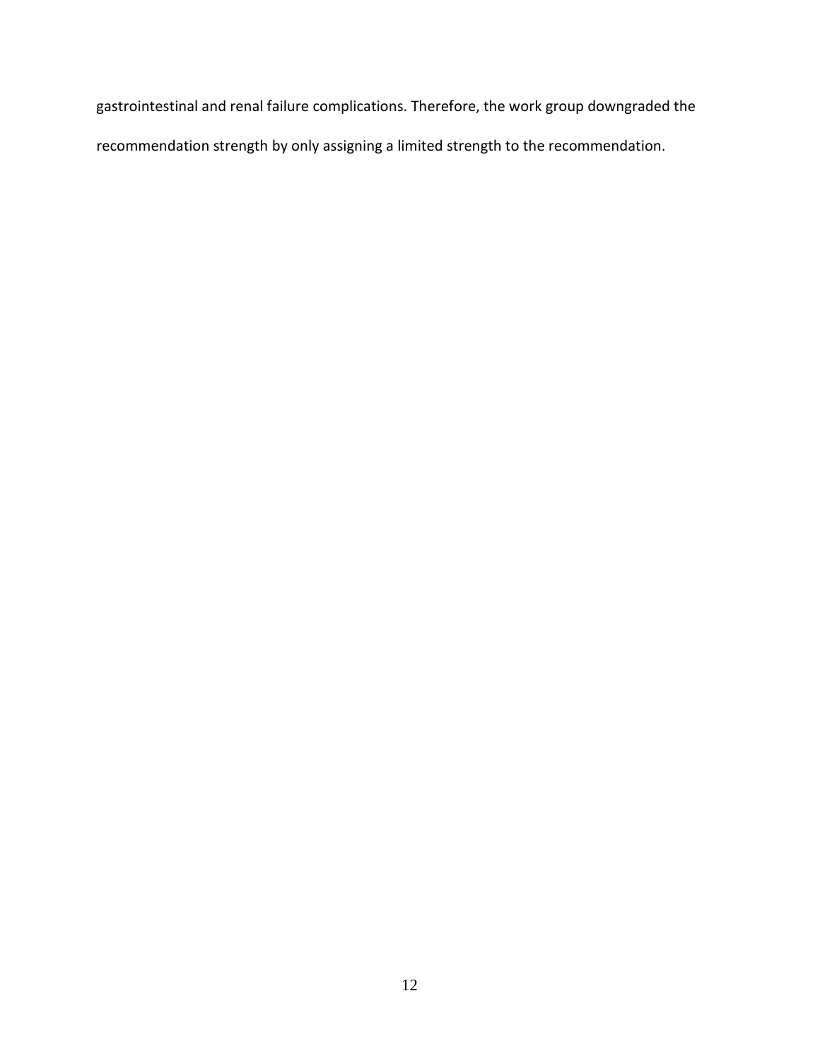gastrointestinal and renal failure complications. Therefore, the work group downgraded the recommendation strength by only assigning a limited strength to the recommendation.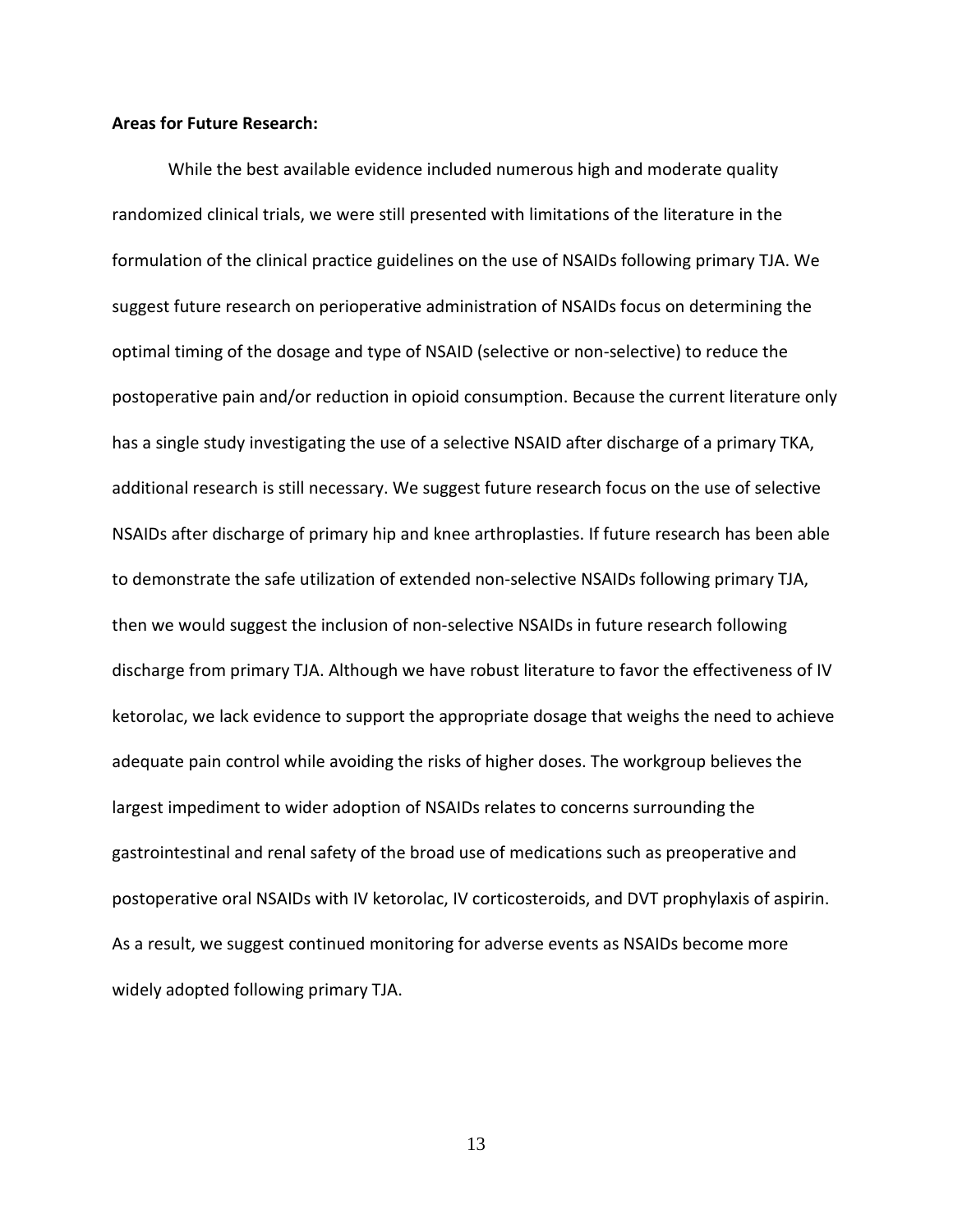**Areas for Future Research:**

While the best available evidence included numerous high and moderate quality randomized clinical trials, we were still presented with limitations of the literature in the formulation of the clinical practice guidelines on the use of NSAIDs following primary TJA. We suggest future research on perioperative administration of NSAIDs focus on determining the optimal timing of the dosage and type of NSAID (selective or non-selective) to reduce the postoperative pain and/or reduction in opioid consumption. Because the current literature only has a single study investigating the use of a selective NSAID after discharge of a primary TKA, additional research is still necessary. We suggest future research focus on the use of selective NSAIDs after discharge of primary hip and knee arthroplasties. If future research has been able to demonstrate the safe utilization of extended non-selective NSAIDs following primary TJA, then we would suggest the inclusion of non-selective NSAIDs in future research following discharge from primary TJA. Although we have robust literature to favor the effectiveness of IV ketorolac, we lack evidence to support the appropriate dosage that weighs the need to achieve adequate pain control while avoiding the risks of higher doses. The workgroup believes the largest impediment to wider adoption of NSAIDs relates to concerns surrounding the gastrointestinal and renal safety of the broad use of medications such as preoperative and postoperative oral NSAIDs with IV ketorolac, IV corticosteroids, and DVT prophylaxis of aspirin. As a result, we suggest continued monitoring for adverse events as NSAIDs become more widely adopted following primary TJA.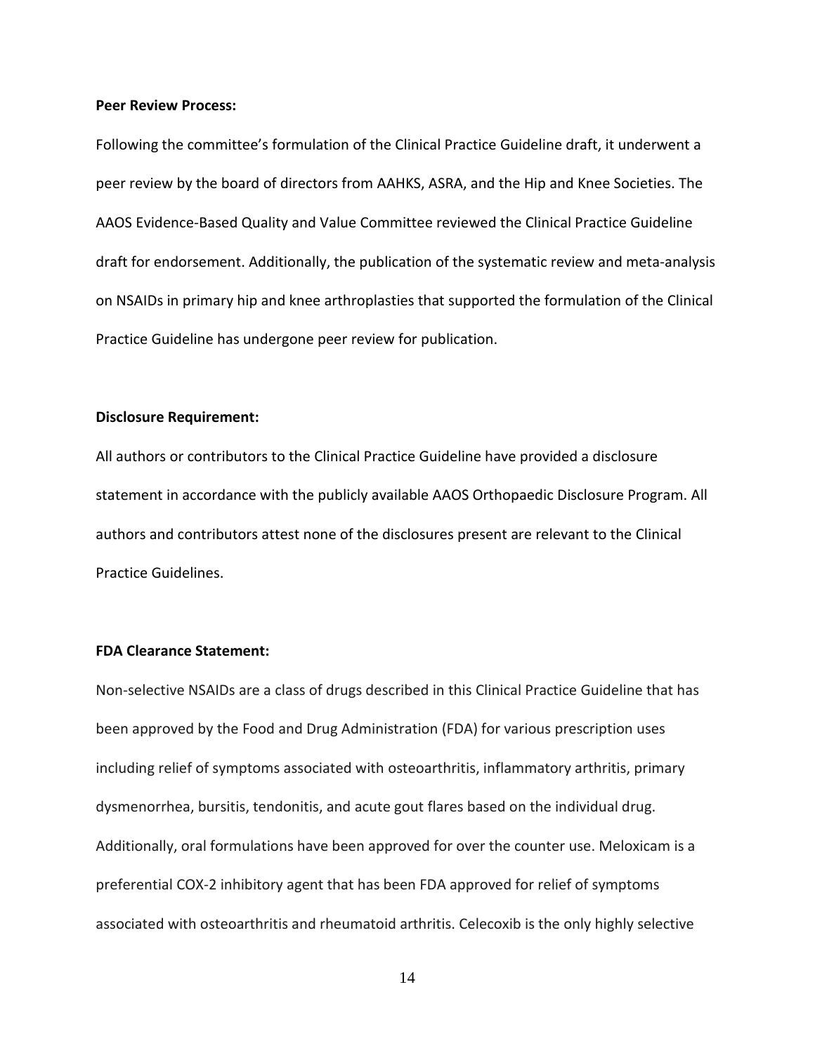**Peer Review Process:**

Following the committee's formulation of the Clinical Practice Guideline draft, it underwent a peer review by the board of directors from AAHKS, ASRA, and the Hip and Knee Societies. The AAOS Evidence-Based Quality and Value Committee reviewed the Clinical Practice Guideline draft for endorsement. Additionally, the publication of the systematic review and meta-analysis on NSAIDs in primary hip and knee arthroplasties that supported the formulation of the Clinical Practice Guideline has undergone peer review for publication.

**Disclosure Requirement:**

All authors or contributors to the Clinical Practice Guideline have provided a disclosure statement in accordance with the publicly available AAOS Orthopaedic Disclosure Program. All authors and contributors attest none of the disclosures present are relevant to the Clinical Practice Guidelines.

**FDA Clearance Statement:**

Non-selective NSAIDs are a class of drugs described in this Clinical Practice Guideline that has been approved by the Food and Drug Administration (FDA) for various prescription uses including relief of symptoms associated with osteoarthritis, inflammatory arthritis, primary dysmenorrhea, bursitis, tendonitis, and acute gout flares based on the individual drug. Additionally, oral formulations have been approved for over the counter use. Meloxicam is a preferential COX-2 inhibitory agent that has been FDA approved for relief of symptoms associated with osteoarthritis and rheumatoid arthritis. Celecoxib is the only highly selective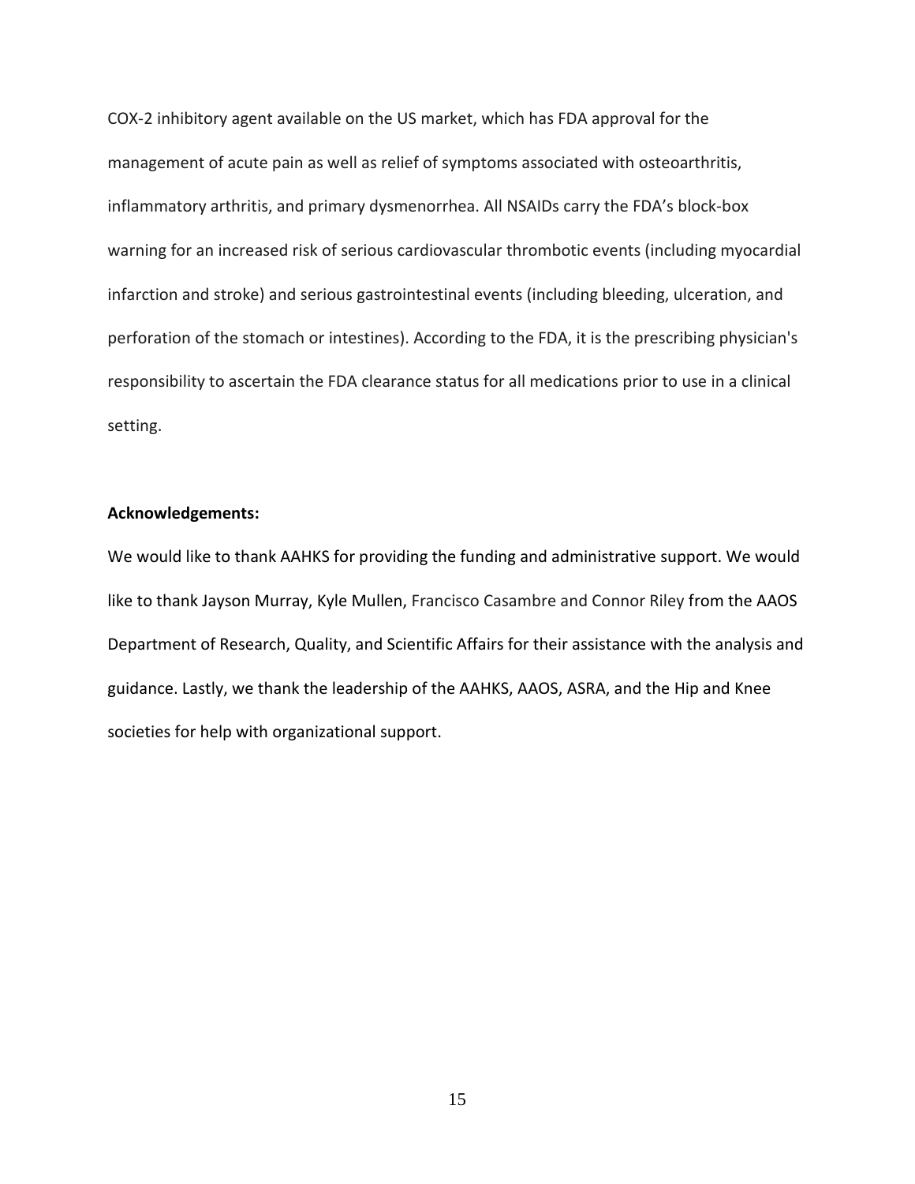COX-2 inhibitory agent available on the US market, which has FDA approval for the management of acute pain as well as relief of symptoms associated with osteoarthritis, inflammatory arthritis, and primary dysmenorrhea. All NSAIDs carry the FDA's block-box warning for an increased risk of serious cardiovascular thrombotic events (including myocardial infarction and stroke) and serious gastrointestinal events (including bleeding, ulceration, and perforation of the stomach or intestines). According to the FDA, it is the prescribing physician's responsibility to ascertain the FDA clearance status for all medications prior to use in a clinical setting.

**Acknowledgements:**

We would like to thank AAHKS for providing the funding and administrative support. We would like to thank Jayson Murray, Kyle Mullen, Francisco Casambre and Connor Riley from the AAOS Department of Research, Quality, and Scientific Affairs for their assistance with the analysis and guidance. Lastly, we thank the leadership of the AAHKS, AAOS, ASRA, and the Hip and Knee societies for help with organizational support.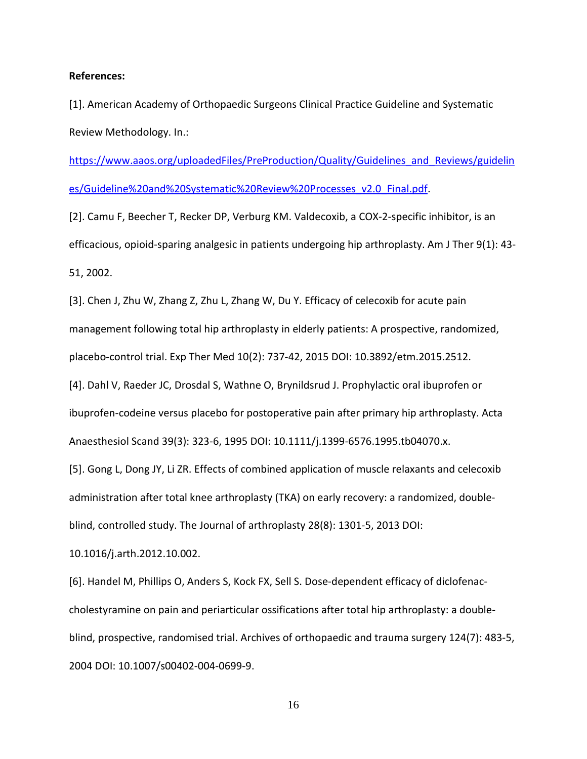**References:**

[1]. American Academy of Orthopaedic Surgeons Clinical Practice Guideline and Systematic Review Methodology. In.: https://www.aaos.org/uploadedFiles/PreProduction/Quality/Guidelines_and_Reviews/guidelines/Guideline%20and%20Systematic%20Review%20Processes_v2.0_Final.pdf.

[2]. Camu F, Beecher T, Recker DP, Verburg KM. Valdecoxib, a COX-2-specific inhibitor, is an efficacious, opioid-sparing analgesic in patients undergoing hip arthroplasty. Am J Ther 9(1): 43-51, 2002.

[3]. Chen J, Zhu W, Zhang Z, Zhu L, Zhang W, Du Y. Efficacy of celecoxib for acute pain management following total hip arthroplasty in elderly patients: A prospective, randomized, placebo-control trial. Exp Ther Med 10(2): 737-42, 2015 DOI: 10.3892/etm.2015.2512.

[4]. Dahl V, Raeder JC, Drosdal S, Wathne O, Brynildsrud J. Prophylactic oral ibuprofen or ibuprofen-codeine versus placebo for postoperative pain after primary hip arthroplasty. Acta Anaesthesiol Scand 39(3): 323-6, 1995 DOI: 10.1111/j.1399-6576.1995.tb04070.x.

[5]. Gong L, Dong JY, Li ZR. Effects of combined application of muscle relaxants and celecoxib administration after total knee arthroplasty (TKA) on early recovery: a randomized, double-blind, controlled study. The Journal of arthroplasty 28(8): 1301-5, 2013 DOI: 10.1016/j.arth.2012.10.002.

[6]. Handel M, Phillips O, Anders S, Kock FX, Sell S. Dose-dependent efficacy of diclofenac-cholestyramine on pain and periarticular ossifications after total hip arthroplasty: a double-blind, prospective, randomised trial. Archives of orthopaedic and trauma surgery 124(7): 483-5, 2004 DOI: 10.1007/s00402-004-0699-9.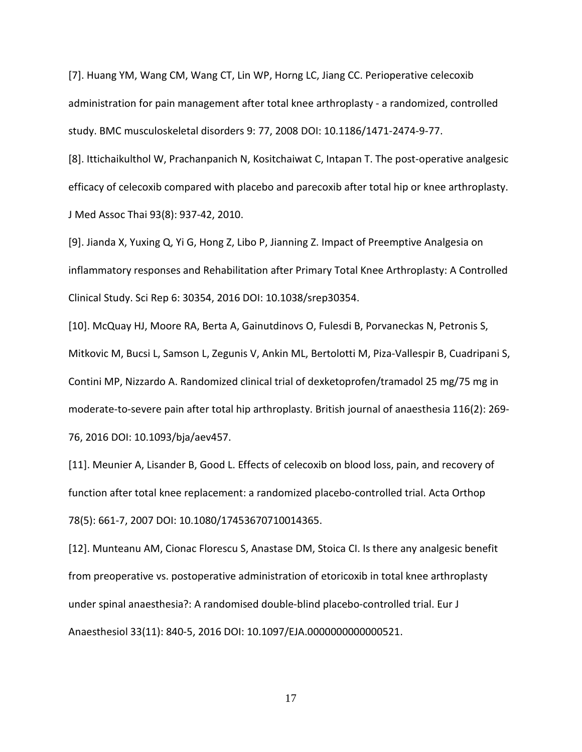[7]. Huang YM, Wang CM, Wang CT, Lin WP, Horng LC, Jiang CC. Perioperative celecoxib administration for pain management after total knee arthroplasty - a randomized, controlled study. BMC musculoskeletal disorders 9: 77, 2008 DOI: 10.1186/1471-2474-9-77.

[8]. Ittichaikulthol W, Prachanpanich N, Kositchaiwat C, Intapan T. The post-operative analgesic efficacy of celecoxib compared with placebo and parecoxib after total hip or knee arthroplasty. J Med Assoc Thai 93(8): 937-42, 2010.

[9]. Jianda X, Yuxing Q, Yi G, Hong Z, Libo P, Jianning Z. Impact of Preemptive Analgesia on inflammatory responses and Rehabilitation after Primary Total Knee Arthroplasty: A Controlled Clinical Study. Sci Rep 6: 30354, 2016 DOI: 10.1038/srep30354.

[10]. McQuay HJ, Moore RA, Berta A, Gainutdinovs O, Fulesdi B, Porvaneckas N, Petronis S, Mitkovic M, Bucsi L, Samson L, Zegunis V, Ankin ML, Bertolotti M, Piza-Vallespir B, Cuadripani S, Contini MP, Nizzardo A. Randomized clinical trial of dexketoprofen/tramadol 25 mg/75 mg in moderate-to-severe pain after total hip arthroplasty. British journal of anaesthesia 116(2): 269-76, 2016 DOI: 10.1093/bja/aev457.

[11]. Meunier A, Lisander B, Good L. Effects of celecoxib on blood loss, pain, and recovery of function after total knee replacement: a randomized placebo-controlled trial. Acta Orthop 78(5): 661-7, 2007 DOI: 10.1080/17453670710014365.

[12]. Munteanu AM, Cionac Florescu S, Anastase DM, Stoica CI. Is there any analgesic benefit from preoperative vs. postoperative administration of etoricoxib in total knee arthroplasty under spinal anaesthesia?: A randomised double-blind placebo-controlled trial. Eur J Anaesthesiol 33(11): 840-5, 2016 DOI: 10.1097/EJA.0000000000000521.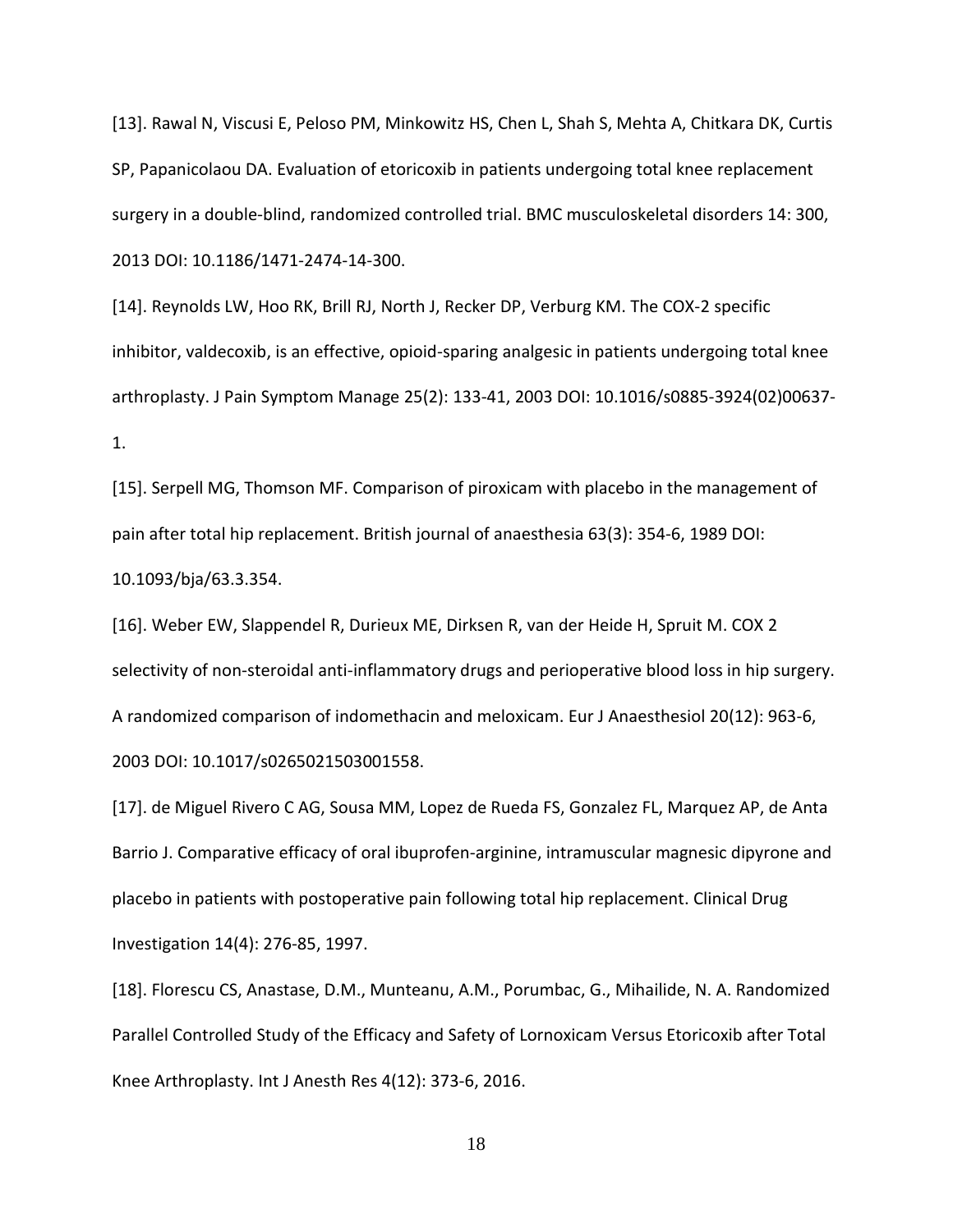[13]. Rawal N, Viscusi E, Peloso PM, Minkowitz HS, Chen L, Shah S, Mehta A, Chitkara DK, Curtis SP, Papanicolaou DA. Evaluation of etoricoxib in patients undergoing total knee replacement surgery in a double-blind, randomized controlled trial. BMC musculoskeletal disorders 14: 300, 2013 DOI: 10.1186/1471-2474-14-300.

[14]. Reynolds LW, Hoo RK, Brill RJ, North J, Recker DP, Verburg KM. The COX-2 specific inhibitor, valdecoxib, is an effective, opioid-sparing analgesic in patients undergoing total knee arthroplasty. J Pain Symptom Manage 25(2): 133-41, 2003 DOI: 10.1016/s0885-3924(02)00637-1.

[15]. Serpell MG, Thomson MF. Comparison of piroxicam with placebo in the management of pain after total hip replacement. British journal of anaesthesia 63(3): 354-6, 1989 DOI: 10.1093/bja/63.3.354.

[16]. Weber EW, Slappendel R, Durieux ME, Dirksen R, van der Heide H, Spruit M. COX 2 selectivity of non-steroidal anti-inflammatory drugs and perioperative blood loss in hip surgery. A randomized comparison of indomethacin and meloxicam. Eur J Anaesthesiol 20(12): 963-6, 2003 DOI: 10.1017/s0265021503001558.

[17]. de Miguel Rivero C AG, Sousa MM, Lopez de Rueda FS, Gonzalez FL, Marquez AP, de Anta Barrio J. Comparative efficacy of oral ibuprofen-arginine, intramuscular magnesic dipyrone and placebo in patients with postoperative pain following total hip replacement. Clinical Drug Investigation 14(4): 276-85, 1997.

[18]. Florescu CS, Anastase, D.M., Munteanu, A.M., Porumbac, G., Mihailide, N. A. Randomized Parallel Controlled Study of the Efficacy and Safety of Lornoxicam Versus Etoricoxib after Total Knee Arthroplasty. Int J Anesth Res 4(12): 373-6, 2016.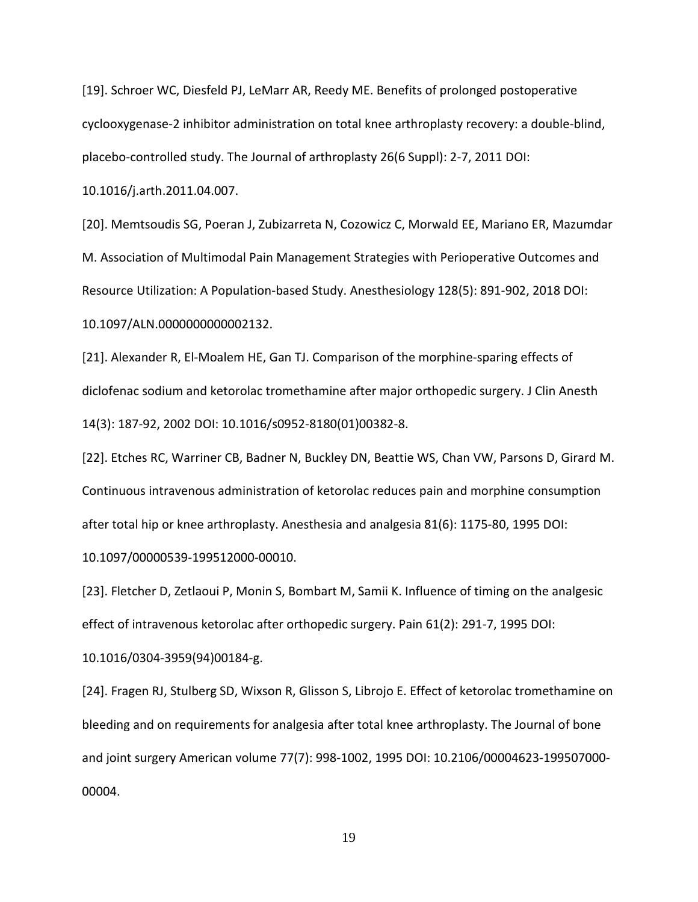[19]. Schroer WC, Diesfeld PJ, LeMarr AR, Reedy ME. Benefits of prolonged postoperative cyclooxygenase-2 inhibitor administration on total knee arthroplasty recovery: a double-blind, placebo-controlled study. The Journal of arthroplasty 26(6 Suppl): 2-7, 2011 DOI: 10.1016/j.arth.2011.04.007.

[20]. Memtsoudis SG, Poeran J, Zubizarreta N, Cozowicz C, Morwald EE, Mariano ER, Mazumdar M. Association of Multimodal Pain Management Strategies with Perioperative Outcomes and Resource Utilization: A Population-based Study. Anesthesiology 128(5): 891-902, 2018 DOI: 10.1097/ALN.0000000000002132.

[21]. Alexander R, El-Moalem HE, Gan TJ. Comparison of the morphine-sparing effects of diclofenac sodium and ketorolac tromethamine after major orthopedic surgery. J Clin Anesth 14(3): 187-92, 2002 DOI: 10.1016/s0952-8180(01)00382-8.

[22]. Etches RC, Warriner CB, Badner N, Buckley DN, Beattie WS, Chan VW, Parsons D, Girard M. Continuous intravenous administration of ketorolac reduces pain and morphine consumption after total hip or knee arthroplasty. Anesthesia and analgesia 81(6): 1175-80, 1995 DOI: 10.1097/00000539-199512000-00010.

[23]. Fletcher D, Zetlaoui P, Monin S, Bombart M, Samii K. Influence of timing on the analgesic effect of intravenous ketorolac after orthopedic surgery. Pain 61(2): 291-7, 1995 DOI: 10.1016/0304-3959(94)00184-g.

[24]. Fragen RJ, Stulberg SD, Wixson R, Glisson S, Librojo E. Effect of ketorolac tromethamine on bleeding and on requirements for analgesia after total knee arthroplasty. The Journal of bone and joint surgery American volume 77(7): 998-1002, 1995 DOI: 10.2106/00004623-199507000-00004.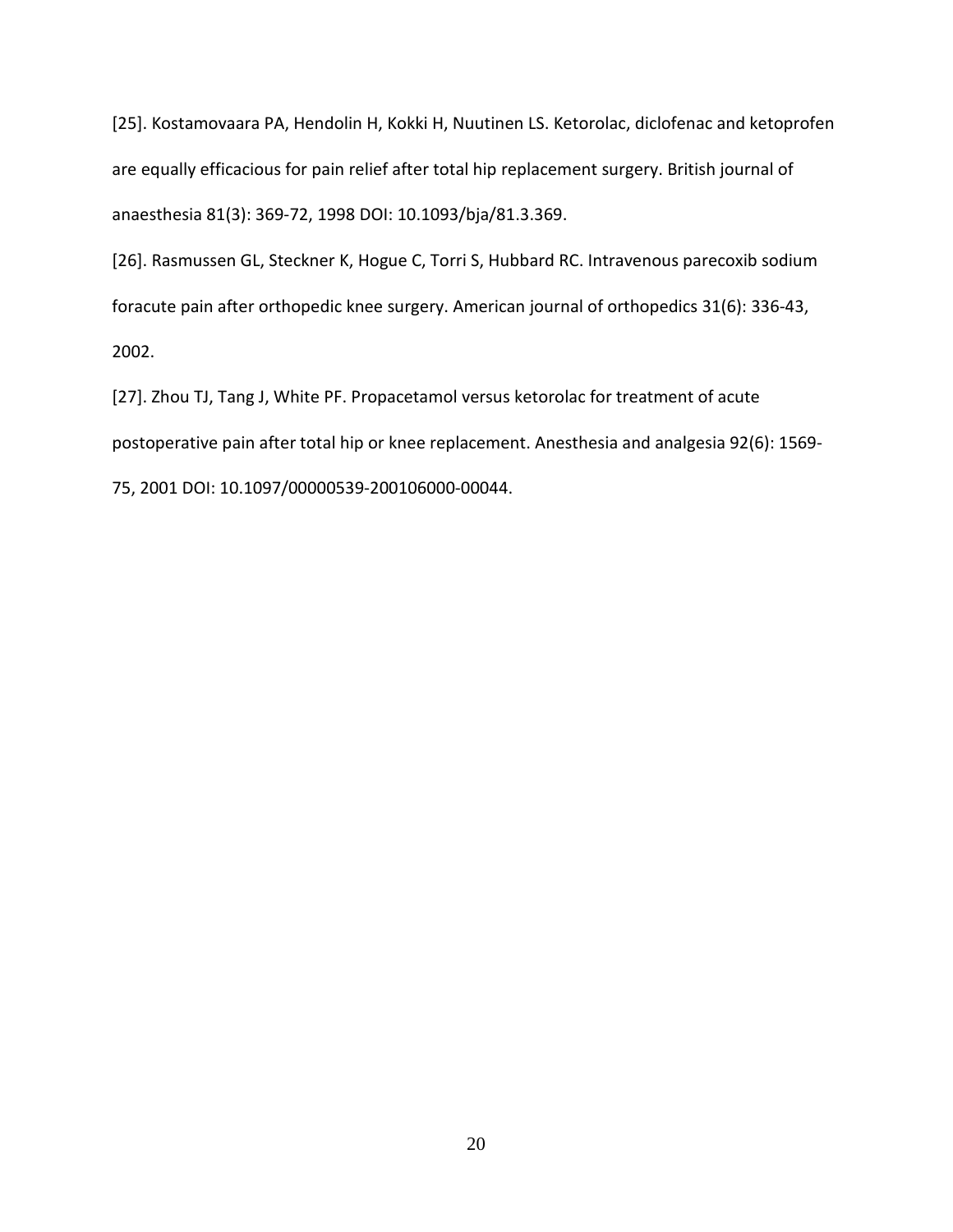[25]. Kostamovaara PA, Hendolin H, Kokki H, Nuutinen LS. Ketorolac, diclofenac and ketoprofen are equally efficacious for pain relief after total hip replacement surgery. British journal of anaesthesia 81(3): 369-72, 1998 DOI: 10.1093/bja/81.3.369.

[26]. Rasmussen GL, Steckner K, Hogue C, Torri S, Hubbard RC. Intravenous parecoxib sodium foracute pain after orthopedic knee surgery. American journal of orthopedics 31(6): 336-43, 2002.

[27]. Zhou TJ, Tang J, White PF. Propacetamol versus ketorolac for treatment of acute postoperative pain after total hip or knee replacement. Anesthesia and analgesia 92(6): 1569-75, 2001 DOI: 10.1097/00000539-200106000-00044.